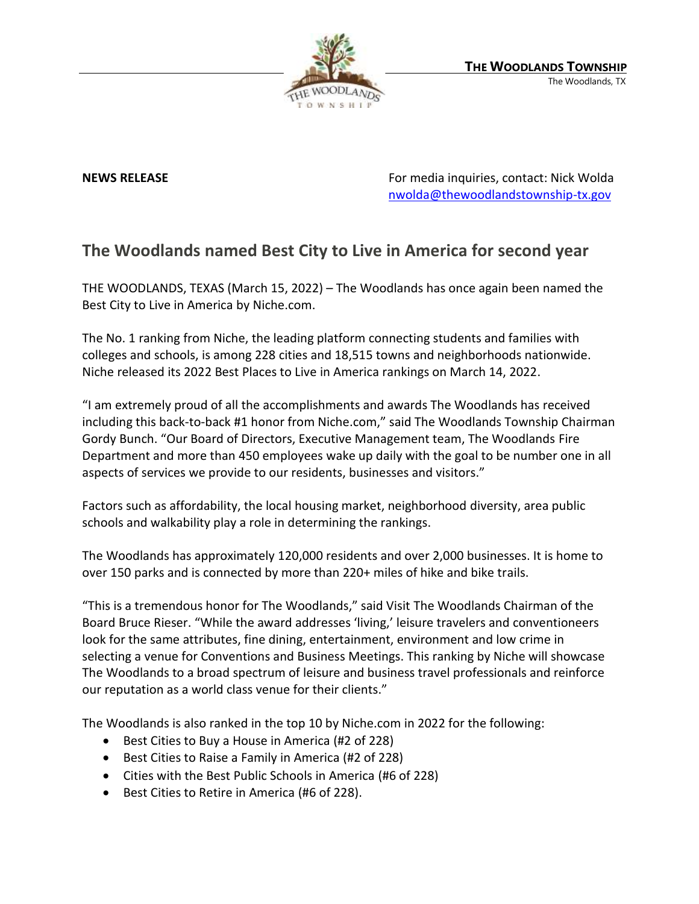**THE WOODLANDS TOWNSHIP**
The Woodlands, TX

**NEWS RELEASE**

For media inquiries, contact: Nick Wolda
nwolda@thewoodlandstownship-tx.gov

## The Woodlands named Best City to Live in America for second year

THE WOODLANDS, TEXAS (March 15, 2022) – The Woodlands has once again been named the Best City to Live in America by Niche.com.

The No. 1 ranking from Niche, the leading platform connecting students and families with colleges and schools, is among 228 cities and 18,515 towns and neighborhoods nationwide. Niche released its 2022 Best Places to Live in America rankings on March 14, 2022.

"I am extremely proud of all the accomplishments and awards The Woodlands has received including this back-to-back #1 honor from Niche.com," said The Woodlands Township Chairman Gordy Bunch. "Our Board of Directors, Executive Management team, The Woodlands Fire Department and more than 450 employees wake up daily with the goal to be number one in all aspects of services we provide to our residents, businesses and visitors."

Factors such as affordability, the local housing market, neighborhood diversity, area public schools and walkability play a role in determining the rankings.

The Woodlands has approximately 120,000 residents and over 2,000 businesses. It is home to over 150 parks and is connected by more than 220+ miles of hike and bike trails.

"This is a tremendous honor for The Woodlands," said Visit The Woodlands Chairman of the Board Bruce Rieser. "While the award addresses 'living,' leisure travelers and conventioneers look for the same attributes, fine dining, entertainment, environment and low crime in selecting a venue for Conventions and Business Meetings. This ranking by Niche will showcase The Woodlands to a broad spectrum of leisure and business travel professionals and reinforce our reputation as a world class venue for their clients."

The Woodlands is also ranked in the top 10 by Niche.com in 2022 for the following:

- Best Cities to Buy a House in America (#2 of 228)
- Best Cities to Raise a Family in America (#2 of 228)
- Cities with the Best Public Schools in America (#6 of 228)
- Best Cities to Retire in America (#6 of 228).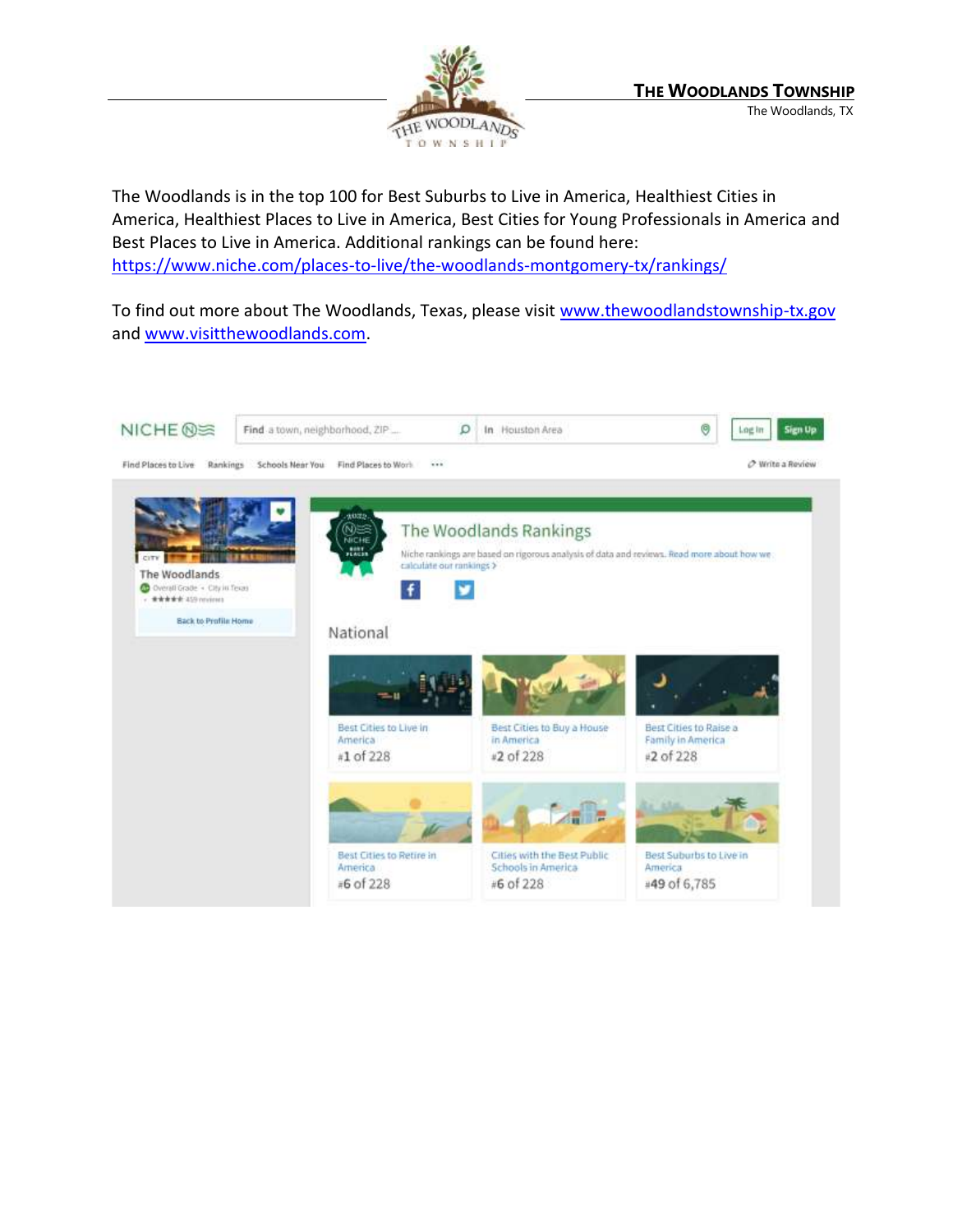The Woodlands is in the top 100 for Best Suburbs to Live in America, Healthiest Cities in America, Healthiest Places to Live in America, Best Cities for Young Professionals in America and Best Places to Live in America. Additional rankings can be found here: https://www.niche.com/places-to-live/the-woodlands-montgomery-tx/rankings/

To find out more about The Woodlands, Texas, please visit www.thewoodlandstownship-tx.gov and www.visitthewoodlands.com.

NICHE

Find a town, neighborhood, ZIP ... In Houston Area Log In Sign Up

Find Places to Live Rankings Schools Near You Find Places to Work ... Write a Review

CITY

The Woodlands

Overall Grade • City in Texas

★★★★★ 459 reviews

Back to Profile Home

2022 NICHE BEST PLACES

## The Woodlands Rankings

Niche rankings are based on rigorous analysis of data and reviews. Read more about how we calculate our rankings ›

### National

Best Cities to Live in America
#1 of 228

Best Cities to Buy a House in America
#2 of 228

Best Cities to Raise a Family in America
#2 of 228

Best Cities to Retire in America
#6 of 228

Cities with the Best Public Schools in America
#6 of 228

Best Suburbs to Live in America
#49 of 6,785